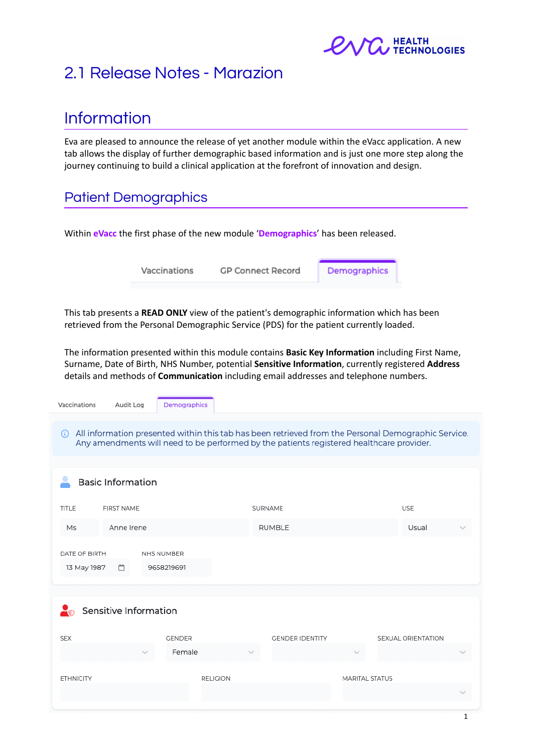# 2.1 Release Notes - Marazion

## Information

Eva are pleased to announce the release of yet another module within the eVacc application. A new tab allows the display of further demographic based information and is just one more step along the journey continuing to build a clinical application at the forefront of innovation and design.

## Patient Demographics

Within **eVacc** the first phase of the new module '**Demographics**' has been released.

Vaccinations GP Connect Record **Demographics**

This tab presents a **READ ONLY** view of the patient's demographic information which has been retrieved from the Personal Demographic Service (PDS) for the patient currently loaded.

The information presented within this module contains **Basic Key Information** including First Name, Surname, Date of Birth, NHS Number, potential **Sensitive Information**, currently registered **Address** details and methods of **Communication** including email addresses and telephone numbers.

Vaccinations Audit Log **Demographics**

All information presented within this tab has been retrieved from the Personal Demographic Service. Any amendments will need to be performed by the patients registered healthcare provider.

**Basic Information**

| TITLE | FIRST NAME | SURNAME | USE |
|---|---|---|---|
| Ms | Anne Irene | RUMBLE | Usual |

| DATE OF BIRTH | NHS NUMBER |
|---|---|
| 13 May 1987 | 9658219691 |

**Sensitive Information**

| SEX | GENDER | GENDER IDENTITY | SEXUAL ORIENTATION |
|---|---|---|---|
| | Female | | |

| ETHNICITY | RELIGION | MARITAL STATUS |
|---|---|---|
| | | |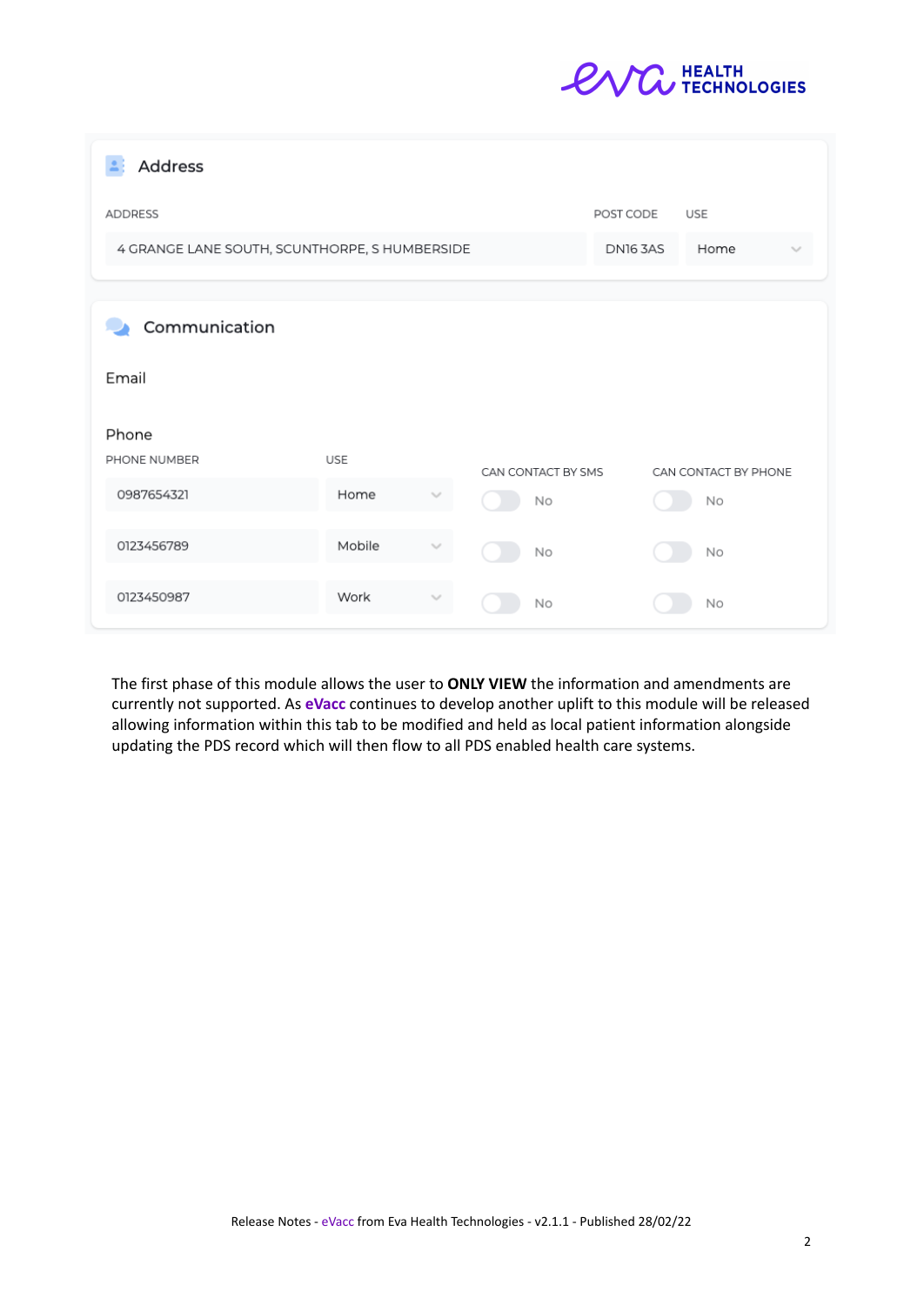## Address

| ADDRESS | POST CODE | USE |
| --- | --- | --- |
| 4 GRANGE LANE SOUTH, SCUNTHORPE, S HUMBERSIDE | DN16 3AS | Home |

## Communication

### Email

### Phone

| PHONE NUMBER | USE | CAN CONTACT BY SMS | CAN CONTACT BY PHONE |
| --- | --- | --- | --- |
| 0987654321 | Home | No | No |
| 0123456789 | Mobile | No | No |
| 0123450987 | Work | No | No |

The first phase of this module allows the user to **ONLY VIEW** the information and amendments are currently not supported. As **eVacc** continues to develop another uplift to this module will be released allowing information within this tab to be modified and held as local patient information alongside updating the PDS record which will then flow to all PDS enabled health care systems.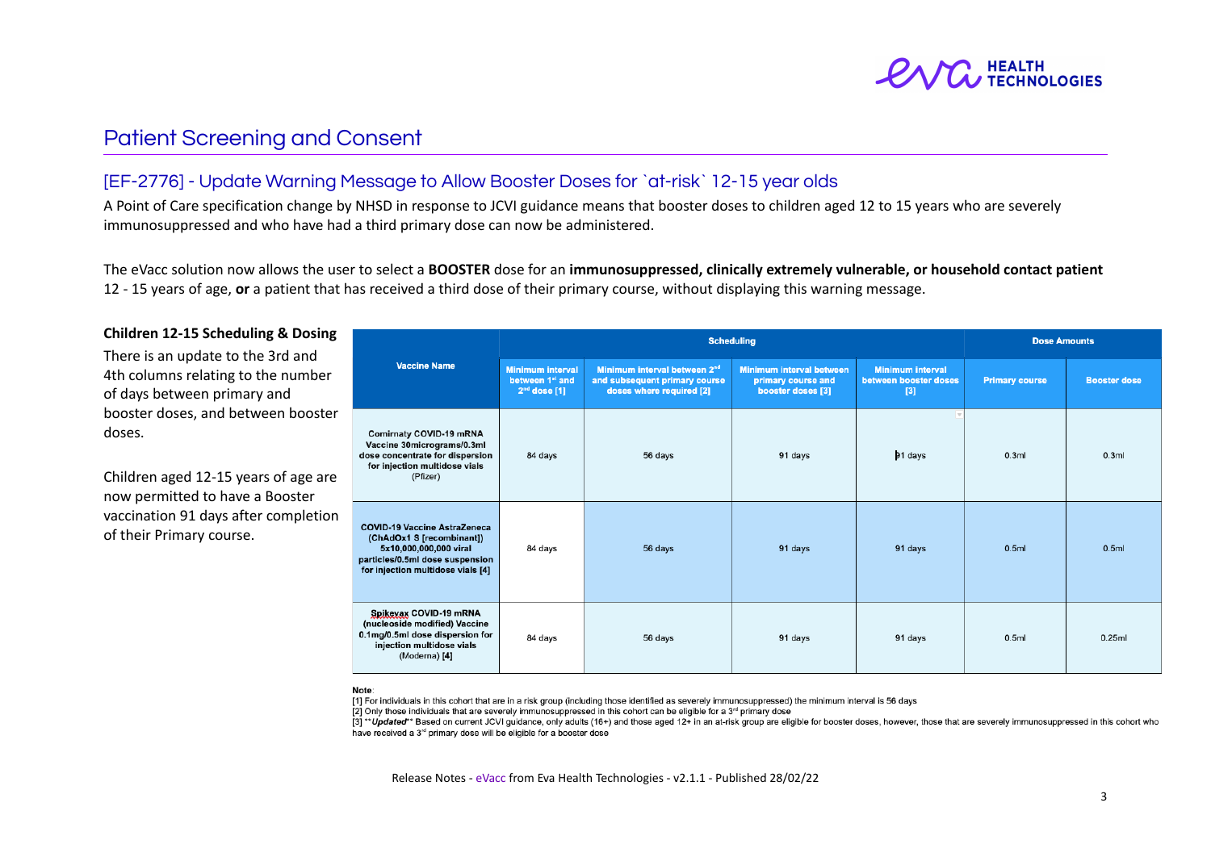# Patient Screening and Consent

## [EF-2776] - Update Warning Message to Allow Booster Doses for `at-risk` 12-15 year olds

A Point of Care specification change by NHSD in response to JCVI guidance means that booster doses to children aged 12 to 15 years who are severely immunosuppressed and who have had a third primary dose can now be administered.

The eVacc solution now allows the user to select a **BOOSTER** dose for an **immunosuppressed, clinically extremely vulnerable, or household contact patient** 12 - 15 years of age, **or** a patient that has received a third dose of their primary course, without displaying this warning message.

**Children 12-15 Scheduling & Dosing**

There is an update to the 3rd and 4th columns relating to the number of days between primary and booster doses, and between booster doses.

Children aged 12-15 years of age are now permitted to have a Booster vaccination 91 days after completion of their Primary course.

| Vaccine Name | Scheduling | | | | Dose Amounts | |
|---|---|---|---|---|---|---|
| | Minimum interval between 1st and 2nd dose [1] | Minimum interval between 2nd and subsequent primary course doses where required [2] | Minimum interval between primary course and booster doses [3] | Minimum interval between booster doses [3] | Primary course | Booster dose |
| Comirnaty COVID-19 mRNA Vaccine 30micrograms/0.3ml dose concentrate for dispersion for injection multidose vials (Pfizer) | 84 days | 56 days | 91 days | 91 days | 0.3ml | 0.3ml |
| COVID-19 Vaccine AstraZeneca (ChAdOx1 S [recombinant]) 5x10,000,000,000 viral particles/0.5ml dose suspension for injection multidose vials [4] | 84 days | 56 days | 91 days | 91 days | 0.5ml | 0.5ml |
| Spikevax COVID-19 mRNA (nucleoside modified) Vaccine 0.1mg/0.5ml dose dispersion for injection multidose vials (Moderna) [4] | 84 days | 56 days | 91 days | 91 days | 0.5ml | 0.25ml |

Note:

[1] For individuals in this cohort that are in a risk group (including those identified as severely immunosuppressed) the minimum interval is 56 days

[2] Only those individuals that are severely immunosuppressed in this cohort can be eligible for a 3rd primary dose

[3] ***Updated*** Based on current JCVI guidance, only adults (16+) and those aged 12+ in an at-risk group are eligible for booster doses, however, those that are severely immunosuppressed in this cohort who have received a 3rd primary dose will be eligible for a booster dose

Release Notes - eVacc from Eva Health Technologies - v2.1.1 - Published 28/02/22